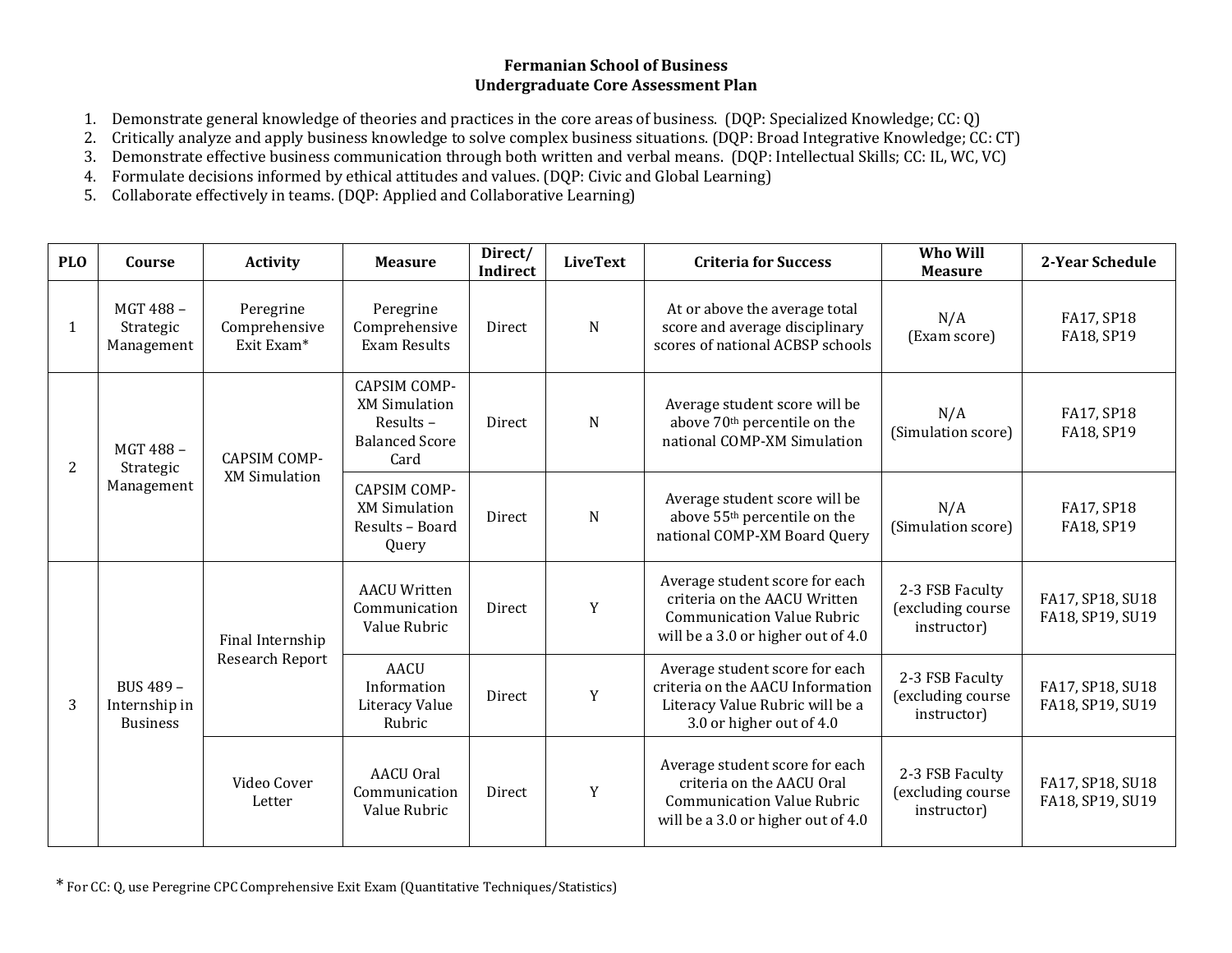# Fermanian School of Business
## Undergraduate Core Assessment Plan

1. Demonstrate general knowledge of theories and practices in the core areas of business. (DQP: Specialized Knowledge; CC: Q)
2. Critically analyze and apply business knowledge to solve complex business situations. (DQP: Broad Integrative Knowledge; CC: CT)
3. Demonstrate effective business communication through both written and verbal means. (DQP: Intellectual Skills; CC: IL, WC, VC)
4. Formulate decisions informed by ethical attitudes and values. (DQP: Civic and Global Learning)
5. Collaborate effectively in teams. (DQP: Applied and Collaborative Learning)

| PLO | Course | Activity | Measure | Direct/ Indirect | LiveText | Criteria for Success | Who Will Measure | 2-Year Schedule |
|---|---|---|---|---|---|---|---|---|
| 1 | MGT 488 – Strategic Management | Peregrine Comprehensive Exit Exam* | Peregrine Comprehensive Exam Results | Direct | N | At or above the average total score and average disciplinary scores of national ACBSP schools | N/A (Exam score) | FA17, SP18 FA18, SP19 |
| 2 | MGT 488 – Strategic Management | CAPSIM COMP-XM Simulation | CAPSIM COMP-XM Simulation Results – Balanced Score Card | Direct | N | Average student score will be above 70th percentile on the national COMP-XM Simulation | N/A (Simulation score) | FA17, SP18 FA18, SP19 |
| | | | CAPSIM COMP-XM Simulation Results – Board Query | Direct | N | Average student score will be above 55th percentile on the national COMP-XM Board Query | N/A (Simulation score) | FA17, SP18 FA18, SP19 |
| 3 | BUS 489 – Internship in Business | Final Internship Research Report | AACU Written Communication Value Rubric | Direct | Y | Average student score for each criteria on the AACU Written Communication Value Rubric will be a 3.0 or higher out of 4.0 | 2-3 FSB Faculty (excluding course instructor) | FA17, SP18, SU18 FA18, SP19, SU19 |
| | | | AACU Information Literacy Value Rubric | Direct | Y | Average student score for each criteria on the AACU Information Literacy Value Rubric will be a 3.0 or higher out of 4.0 | 2-3 FSB Faculty (excluding course instructor) | FA17, SP18, SU18 FA18, SP19, SU19 |
| | | Video Cover Letter | AACU Oral Communication Value Rubric | Direct | Y | Average student score for each criteria on the AACU Oral Communication Value Rubric will be a 3.0 or higher out of 4.0 | 2-3 FSB Faculty (excluding course instructor) | FA17, SP18, SU18 FA18, SP19, SU19 |

\* For CC: Q, use Peregrine CPC Comprehensive Exit Exam (Quantitative Techniques/Statistics)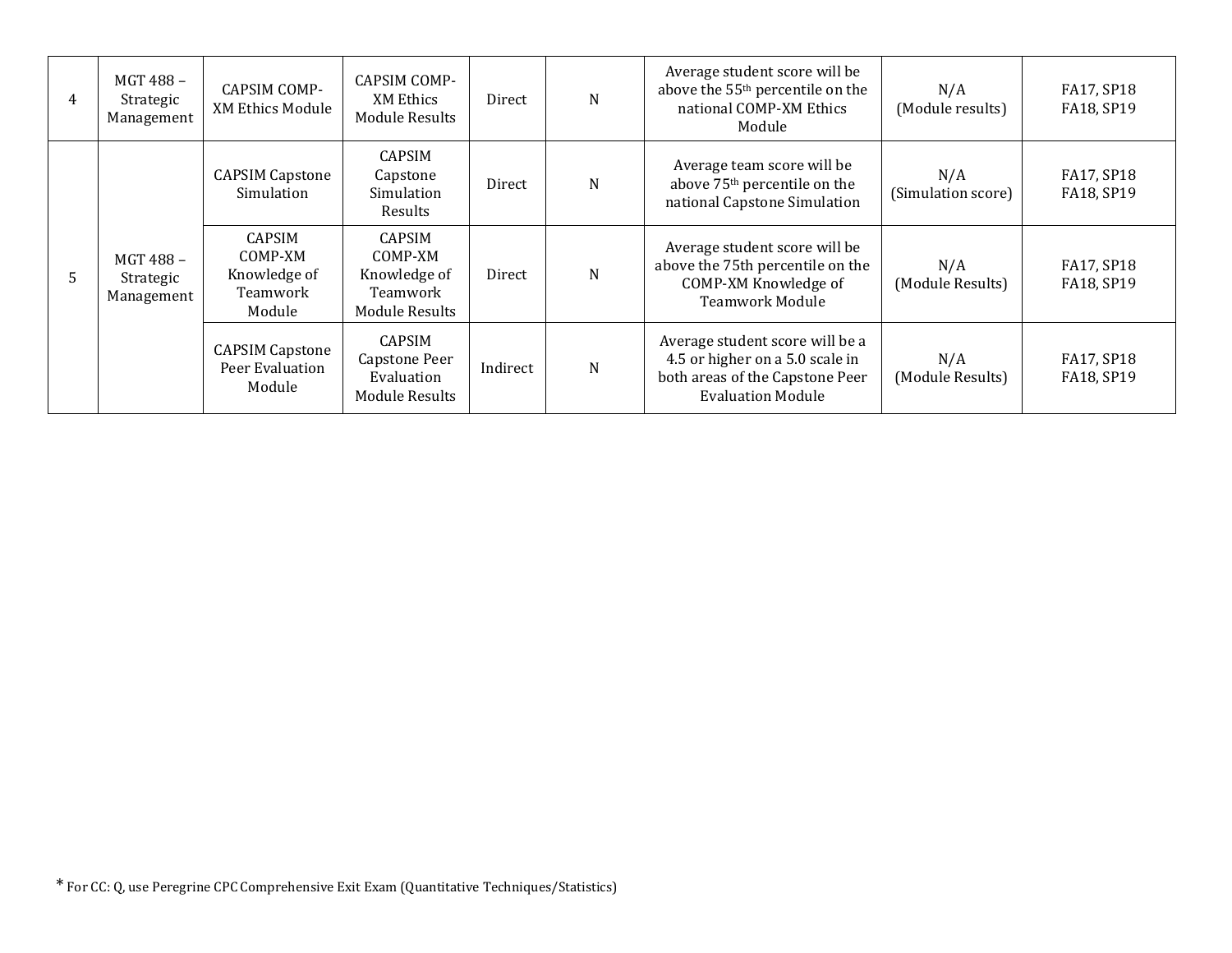| | | | | | | | | |
|---|---|---|---|---|---|---|---|---|
| 4 | MGT 488 – Strategic Management | CAPSIM COMP-XM Ethics Module | CAPSIM COMP-XM Ethics Module Results | Direct | N | Average student score will be above the $55^{th}$ percentile on the national COMP-XM Ethics Module | N/A (Module results) | FA17, SP18 FA18, SP19 |
| 5 | MGT 488 – Strategic Management | CAPSIM Capstone Simulation | CAPSIM Capstone Simulation Results | Direct | N | Average team score will be above $75^{th}$ percentile on the national Capstone Simulation | N/A (Simulation score) | FA17, SP18 FA18, SP19 |
| | | CAPSIM COMP-XM Knowledge of Teamwork Module | CAPSIM COMP-XM Knowledge of Teamwork Module Results | Direct | N | Average student score will be above the 75th percentile on the COMP-XM Knowledge of Teamwork Module | N/A (Module Results) | FA17, SP18 FA18, SP19 |
| | | CAPSIM Capstone Peer Evaluation Module | CAPSIM Capstone Peer Evaluation Module Results | Indirect | N | Average student score will be a 4.5 or higher on a 5.0 scale in both areas of the Capstone Peer Evaluation Module | N/A (Module Results) | FA17, SP18 FA18, SP19 |

* For CC: Q, use Peregrine CPC Comprehensive Exit Exam (Quantitative Techniques/Statistics)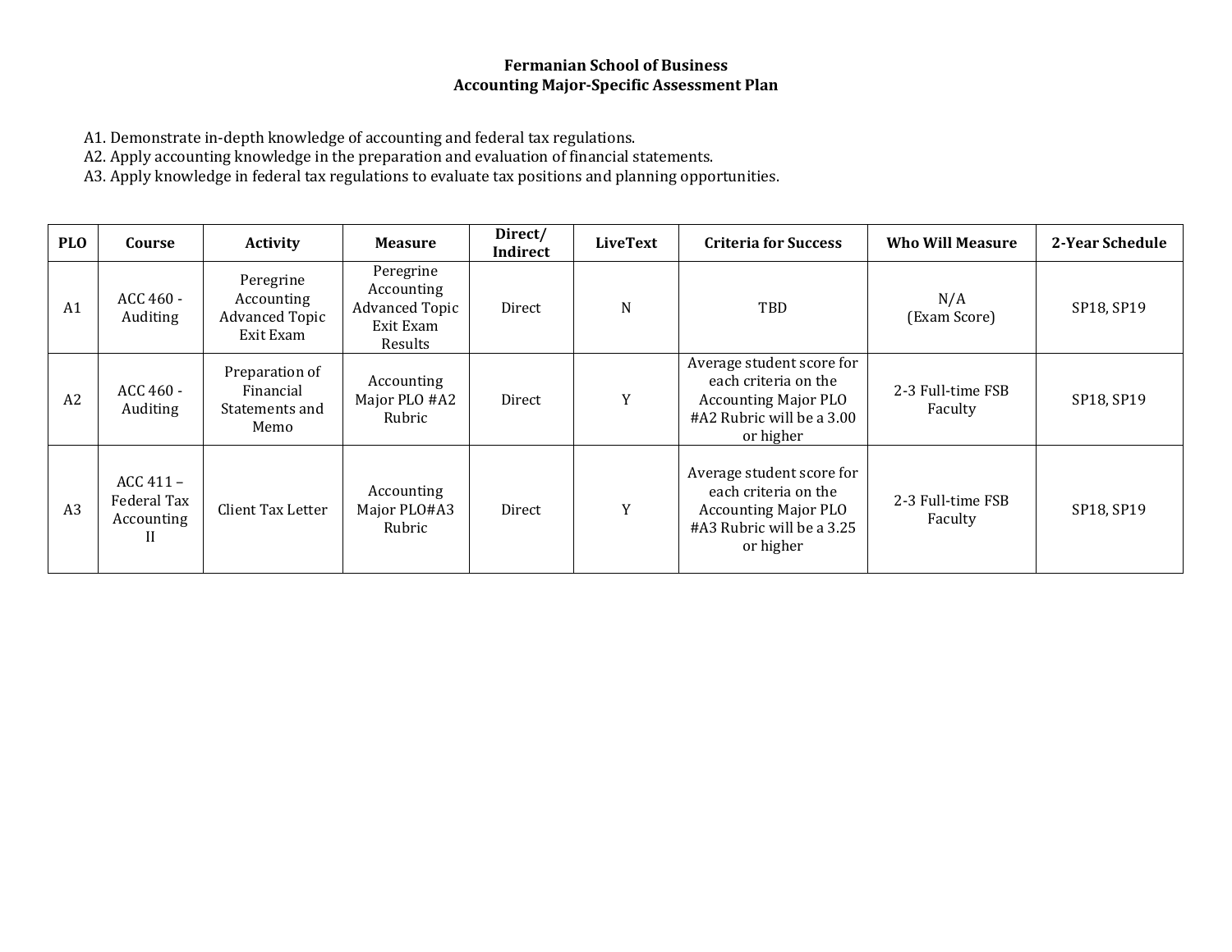# Fermanian School of Business
## Accounting Major-Specific Assessment Plan

A1. Demonstrate in-depth knowledge of accounting and federal tax regulations.
A2. Apply accounting knowledge in the preparation and evaluation of financial statements.
A3. Apply knowledge in federal tax regulations to evaluate tax positions and planning opportunities.

| PLO | Course | Activity | Measure | Direct/ Indirect | LiveText | Criteria for Success | Who Will Measure | 2-Year Schedule |
|---|---|---|---|---|---|---|---|---|
| A1 | ACC 460 - Auditing | Peregrine Accounting Advanced Topic Exit Exam | Peregrine Accounting Advanced Topic Exit Exam Results | Direct | N | TBD | N/A (Exam Score) | SP18, SP19 |
| A2 | ACC 460 - Auditing | Preparation of Financial Statements and Memo | Accounting Major PLO #A2 Rubric | Direct | Y | Average student score for each criteria on the Accounting Major PLO #A2 Rubric will be a 3.00 or higher | 2-3 Full-time FSB Faculty | SP18, SP19 |
| A3 | ACC 411 – Federal Tax Accounting II | Client Tax Letter | Accounting Major PLO#A3 Rubric | Direct | Y | Average student score for each criteria on the Accounting Major PLO #A3 Rubric will be a 3.25 or higher | 2-3 Full-time FSB Faculty | SP18, SP19 |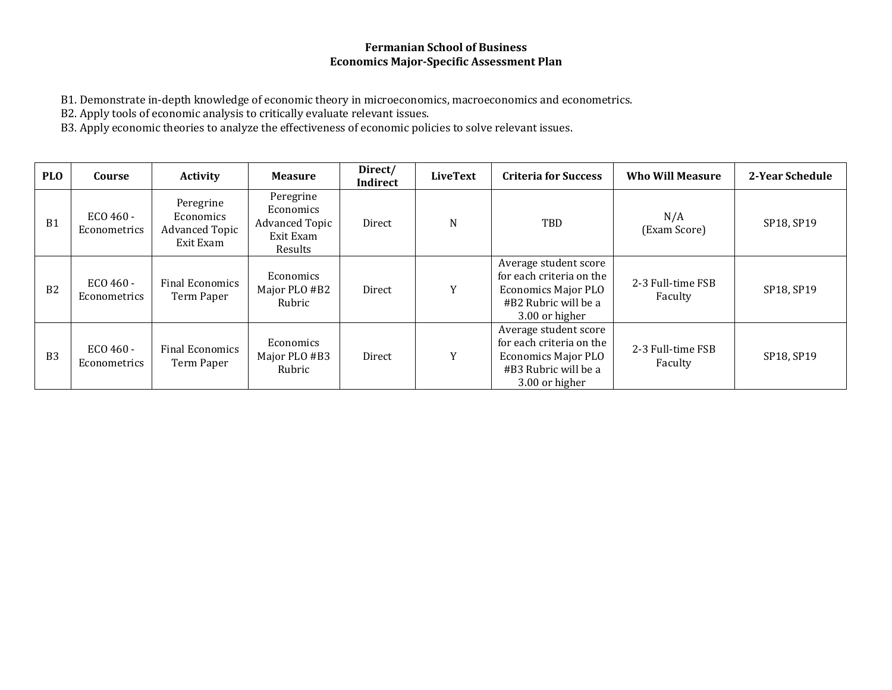**Fermanian School of Business**
**Economics Major-Specific Assessment Plan**

B1. Demonstrate in-depth knowledge of economic theory in microeconomics, macroeconomics and econometrics.
B2. Apply tools of economic analysis to critically evaluate relevant issues.
B3. Apply economic theories to analyze the effectiveness of economic policies to solve relevant issues.

| PLO | Course | Activity | Measure | Direct/ Indirect | LiveText | Criteria for Success | Who Will Measure | 2-Year Schedule |
|---|---|---|---|---|---|---|---|---|
| B1 | ECO 460 - Econometrics | Peregrine Economics Advanced Topic Exit Exam | Peregrine Economics Advanced Topic Exit Exam Results | Direct | N | TBD | N/A (Exam Score) | SP18, SP19 |
| B2 | ECO 460 - Econometrics | Final Economics Term Paper | Economics Major PLO #B2 Rubric | Direct | Y | Average student score for each criteria on the Economics Major PLO #B2 Rubric will be a 3.00 or higher | 2-3 Full-time FSB Faculty | SP18, SP19 |
| B3 | ECO 460 - Econometrics | Final Economics Term Paper | Economics Major PLO #B3 Rubric | Direct | Y | Average student score for each criteria on the Economics Major PLO #B3 Rubric will be a 3.00 or higher | 2-3 Full-time FSB Faculty | SP18, SP19 |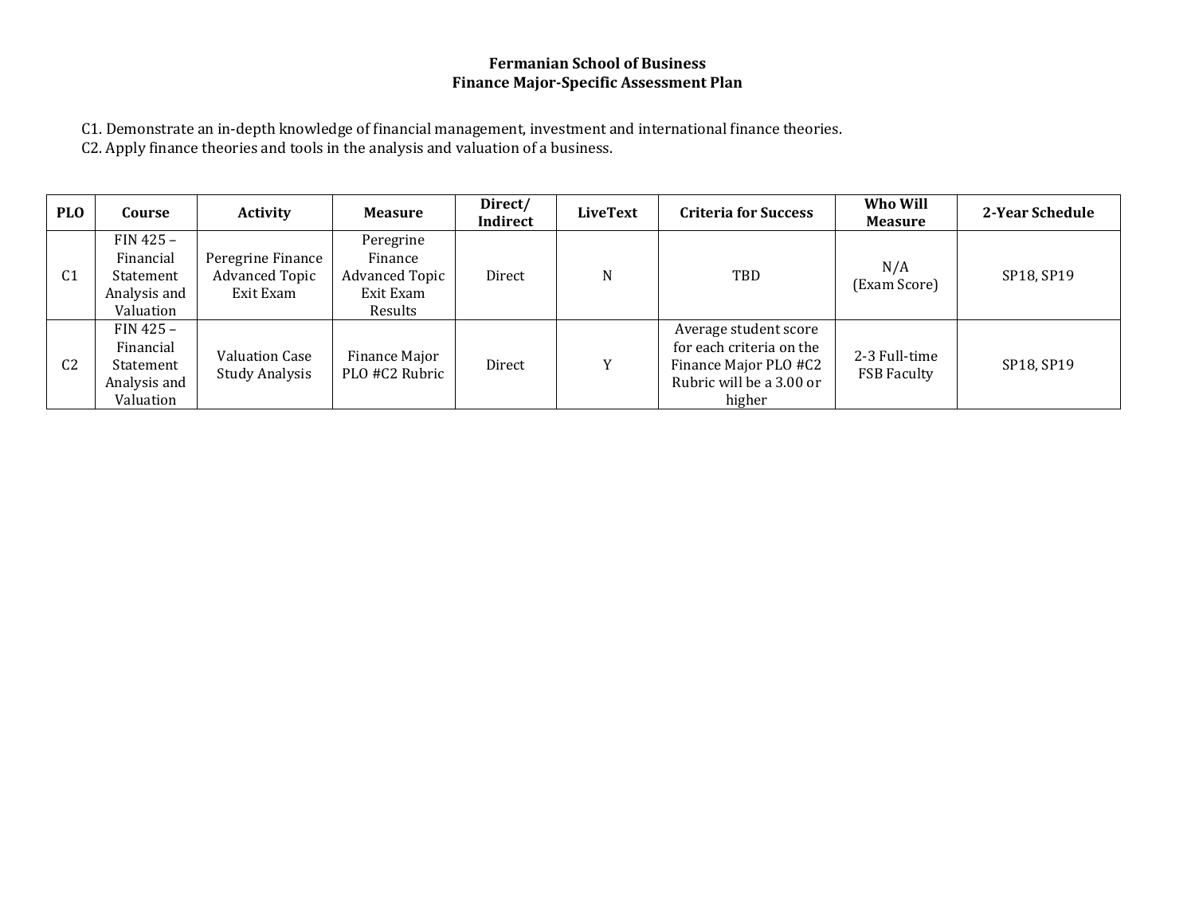# Fermanian School of Business
## Finance Major-Specific Assessment Plan

C1. Demonstrate an in-depth knowledge of financial management, investment and international finance theories.
C2. Apply finance theories and tools in the analysis and valuation of a business.

| PLO | Course | Activity | Measure | Direct/ Indirect | LiveText | Criteria for Success | Who Will Measure | 2-Year Schedule |
|---|---|---|---|---|---|---|---|---|
| C1 | FIN 425 – Financial Statement Analysis and Valuation | Peregrine Finance Advanced Topic Exit Exam | Peregrine Finance Advanced Topic Exit Exam Results | Direct | N | TBD | N/A (Exam Score) | SP18, SP19 |
| C2 | FIN 425 – Financial Statement Analysis and Valuation | Valuation Case Study Analysis | Finance Major PLO #C2 Rubric | Direct | Y | Average student score for each criteria on the Finance Major PLO #C2 Rubric will be a 3.00 or higher | 2-3 Full-time FSB Faculty | SP18, SP19 |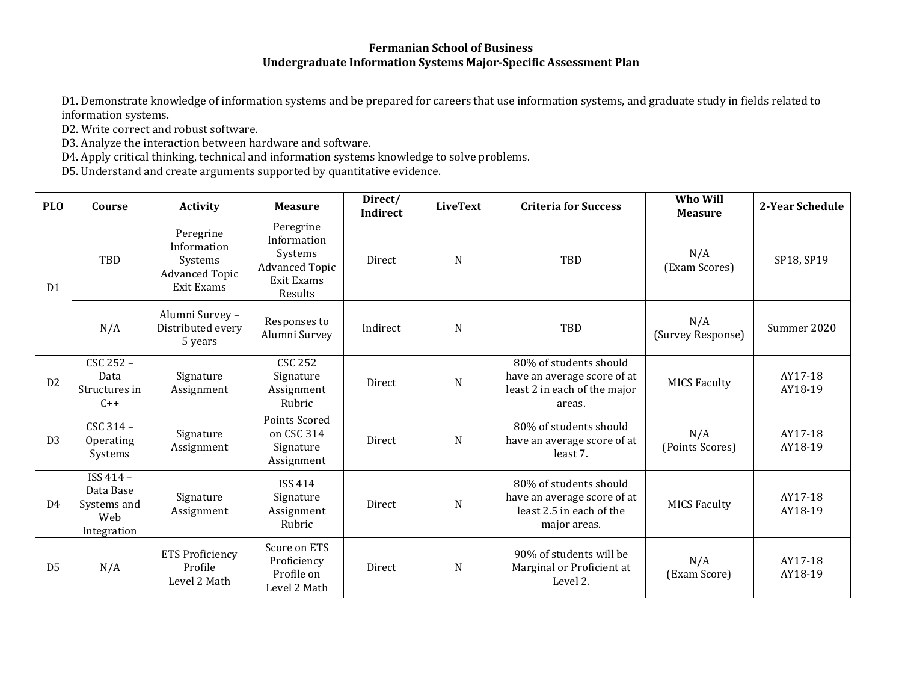**Fermanian School of Business**
**Undergraduate Information Systems Major-Specific Assessment Plan**

D1. Demonstrate knowledge of information systems and be prepared for careers that use information systems, and graduate study in fields related to information systems.
D2. Write correct and robust software.
D3. Analyze the interaction between hardware and software.
D4. Apply critical thinking, technical and information systems knowledge to solve problems.
D5. Understand and create arguments supported by quantitative evidence.

| PLO | Course | Activity | Measure | Direct/ Indirect | LiveText | Criteria for Success | Who Will Measure | 2-Year Schedule |
|---|---|---|---|---|---|---|---|---|
| D1 | TBD | Peregrine Information Systems Advanced Topic Exit Exams | Peregrine Information Systems Advanced Topic Exit Exams Results | Direct | N | TBD | N/A (Exam Scores) | SP18, SP19 |
| | N/A | Alumni Survey – Distributed every 5 years | Responses to Alumni Survey | Indirect | N | TBD | N/A (Survey Response) | Summer 2020 |
| D2 | CSC 252 – Data Structures in C++ | Signature Assignment | CSC 252 Signature Assignment Rubric | Direct | N | 80% of students should have an average score of at least 2 in each of the major areas. | MICS Faculty | AY17-18 AY18-19 |
| D3 | CSC 314 – Operating Systems | Signature Assignment | Points Scored on CSC 314 Signature Assignment | Direct | N | 80% of students should have an average score of at least 7. | N/A (Points Scores) | AY17-18 AY18-19 |
| D4 | ISS 414 – Data Base Systems and Web Integration | Signature Assignment | ISS 414 Signature Assignment Rubric | Direct | N | 80% of students should have an average score of at least 2.5 in each of the major areas. | MICS Faculty | AY17-18 AY18-19 |
| D5 | N/A | ETS Proficiency Profile Level 2 Math | Score on ETS Proficiency Profile on Level 2 Math | Direct | N | 90% of students will be Marginal or Proficient at Level 2. | N/A (Exam Score) | AY17-18 AY18-19 |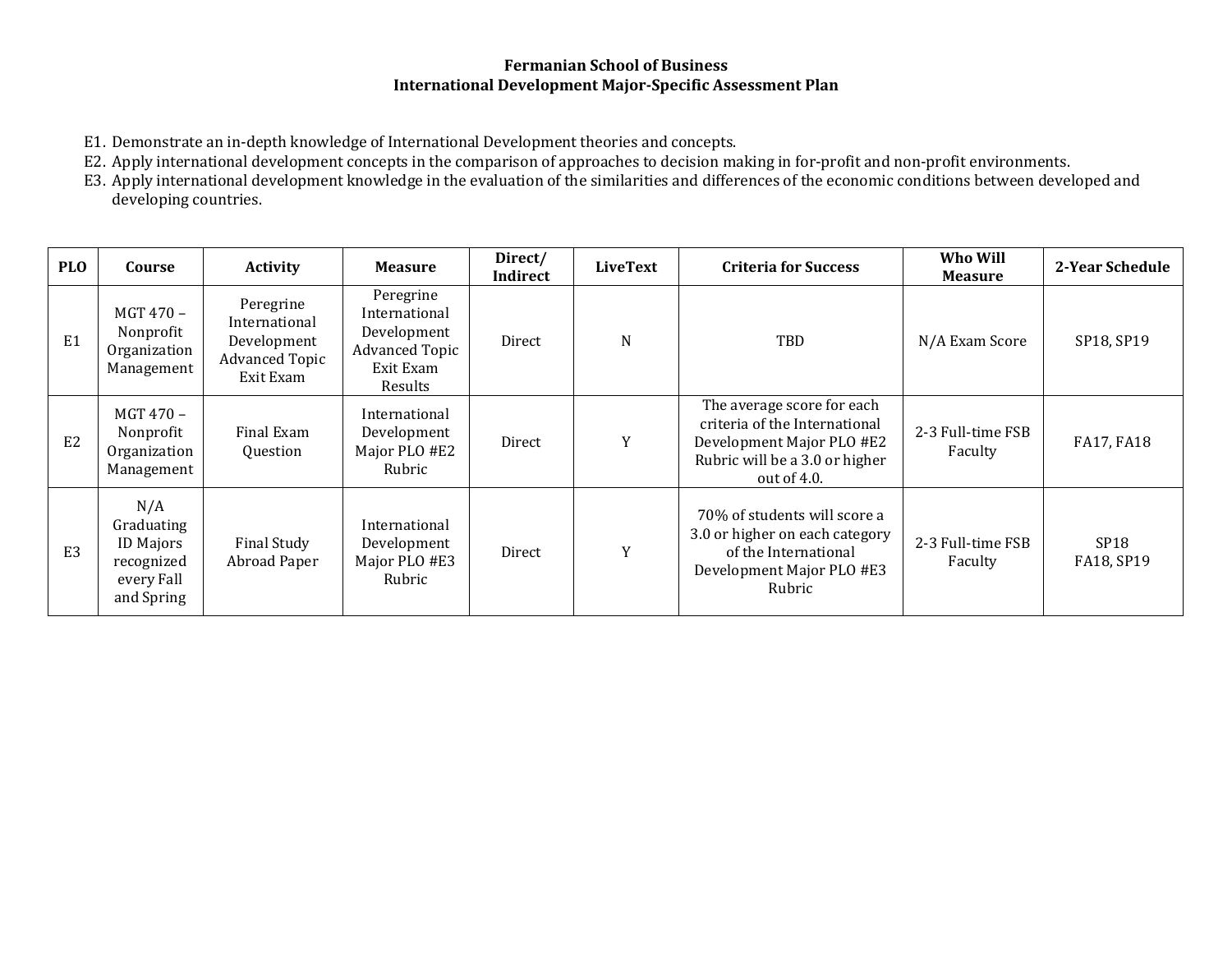# Fermanian School of Business
## International Development Major-Specific Assessment Plan

E1. Demonstrate an in-depth knowledge of International Development theories and concepts.
E2. Apply international development concepts in the comparison of approaches to decision making in for-profit and non-profit environments.
E3. Apply international development knowledge in the evaluation of the similarities and differences of the economic conditions between developed and developing countries.

| PLO | Course | Activity | Measure | Direct/ Indirect | LiveText | Criteria for Success | Who Will Measure | 2-Year Schedule |
|---|---|---|---|---|---|---|---|---|
| E1 | MGT 470 – Nonprofit Organization Management | Peregrine International Development Advanced Topic Exit Exam | Peregrine International Development Advanced Topic Exit Exam Results | Direct | N | TBD | N/A Exam Score | SP18, SP19 |
| E2 | MGT 470 – Nonprofit Organization Management | Final Exam Question | International Development Major PLO #E2 Rubric | Direct | Y | The average score for each criteria of the International Development Major PLO #E2 Rubric will be a 3.0 or higher out of 4.0. | 2-3 Full-time FSB Faculty | FA17, FA18 |
| E3 | N/A Graduating ID Majors recognized every Fall and Spring | Final Study Abroad Paper | International Development Major PLO #E3 Rubric | Direct | Y | 70% of students will score a 3.0 or higher on each category of the International Development Major PLO #E3 Rubric | 2-3 Full-time FSB Faculty | SP18 FA18, SP19 |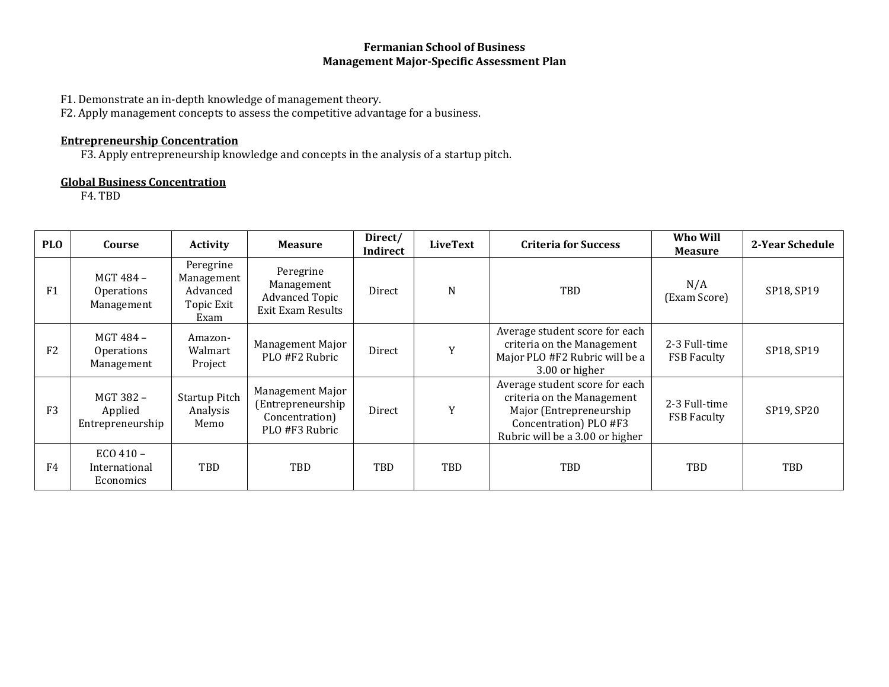**Fermanian School of Business**
**Management Major-Specific Assessment Plan**

F1. Demonstrate an in-depth knowledge of management theory.
F2. Apply management concepts to assess the competitive advantage for a business.

**Entrepreneurship Concentration**

F3. Apply entrepreneurship knowledge and concepts in the analysis of a startup pitch.

**Global Business Concentration**

F4. TBD

| PLO | Course | Activity | Measure | Direct/ Indirect | LiveText | Criteria for Success | Who Will Measure | 2-Year Schedule |
|---|---|---|---|---|---|---|---|---|
| F1 | MGT 484 – Operations Management | Peregrine Management Advanced Topic Exit Exam | Peregrine Management Advanced Topic Exit Exam Results | Direct | N | TBD | N/A (Exam Score) | SP18, SP19 |
| F2 | MGT 484 – Operations Management | Amazon-Walmart Project | Management Major PLO #F2 Rubric | Direct | Y | Average student score for each criteria on the Management Major PLO #F2 Rubric will be a 3.00 or higher | 2-3 Full-time FSB Faculty | SP18, SP19 |
| F3 | MGT 382 – Applied Entrepreneurship | Startup Pitch Analysis Memo | Management Major (Entrepreneurship Concentration) PLO #F3 Rubric | Direct | Y | Average student score for each criteria on the Management Major (Entrepreneurship Concentration) PLO #F3 Rubric will be a 3.00 or higher | 2-3 Full-time FSB Faculty | SP19, SP20 |
| F4 | ECO 410 – International Economics | TBD | TBD | TBD | TBD | TBD | TBD | TBD |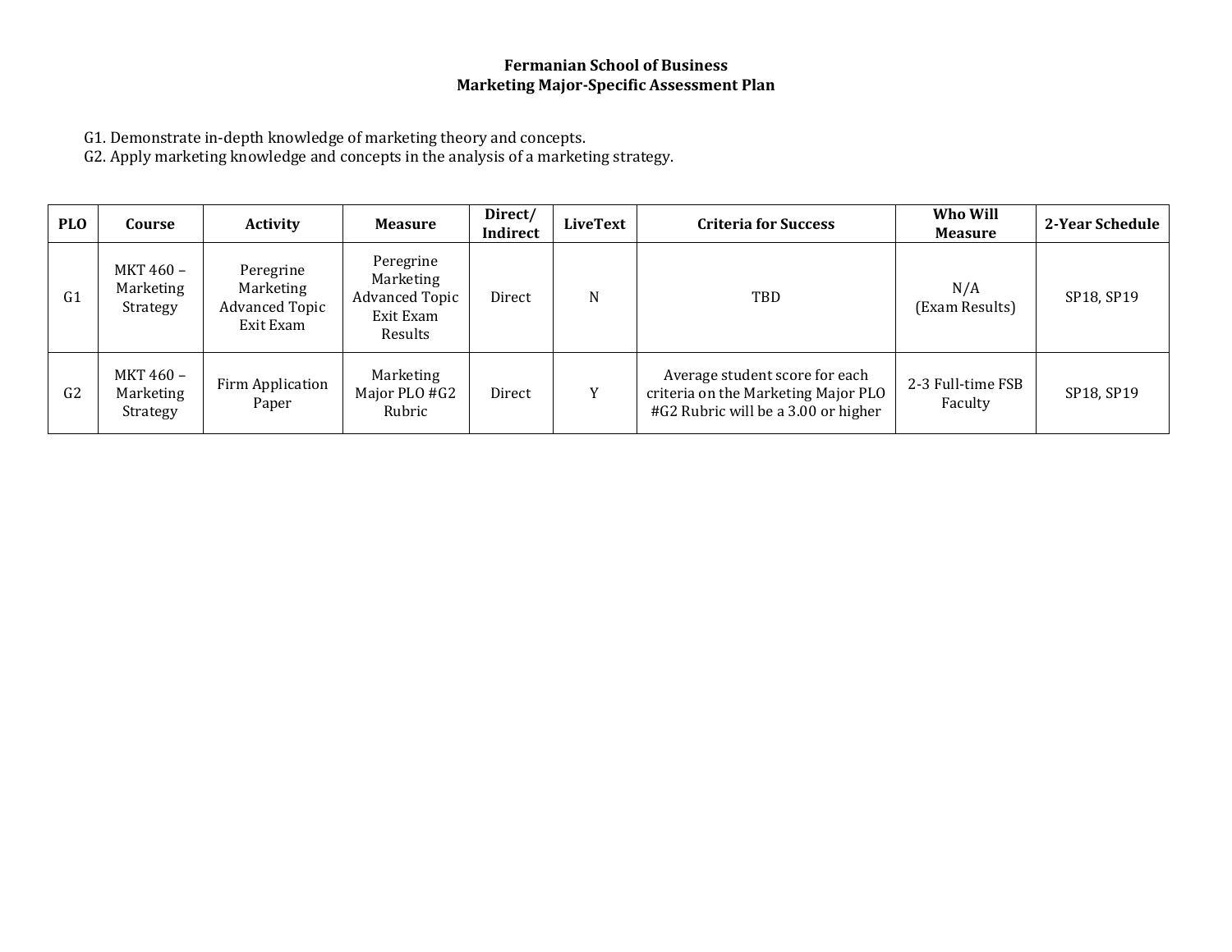**Fermanian School of Business**
**Marketing Major-Specific Assessment Plan**

G1. Demonstrate in-depth knowledge of marketing theory and concepts.
G2. Apply marketing knowledge and concepts in the analysis of a marketing strategy.

| PLO | Course | Activity | Measure | Direct/ Indirect | LiveText | Criteria for Success | Who Will Measure | 2-Year Schedule |
|---|---|---|---|---|---|---|---|---|
| G1 | MKT 460 – Marketing Strategy | Peregrine Marketing Advanced Topic Exit Exam | Peregrine Marketing Advanced Topic Exit Exam Results | Direct | N | TBD | N/A (Exam Results) | SP18, SP19 |
| G2 | MKT 460 – Marketing Strategy | Firm Application Paper | Marketing Major PLO #G2 Rubric | Direct | Y | Average student score for each criteria on the Marketing Major PLO #G2 Rubric will be a 3.00 or higher | 2-3 Full-time FSB Faculty | SP18, SP19 |